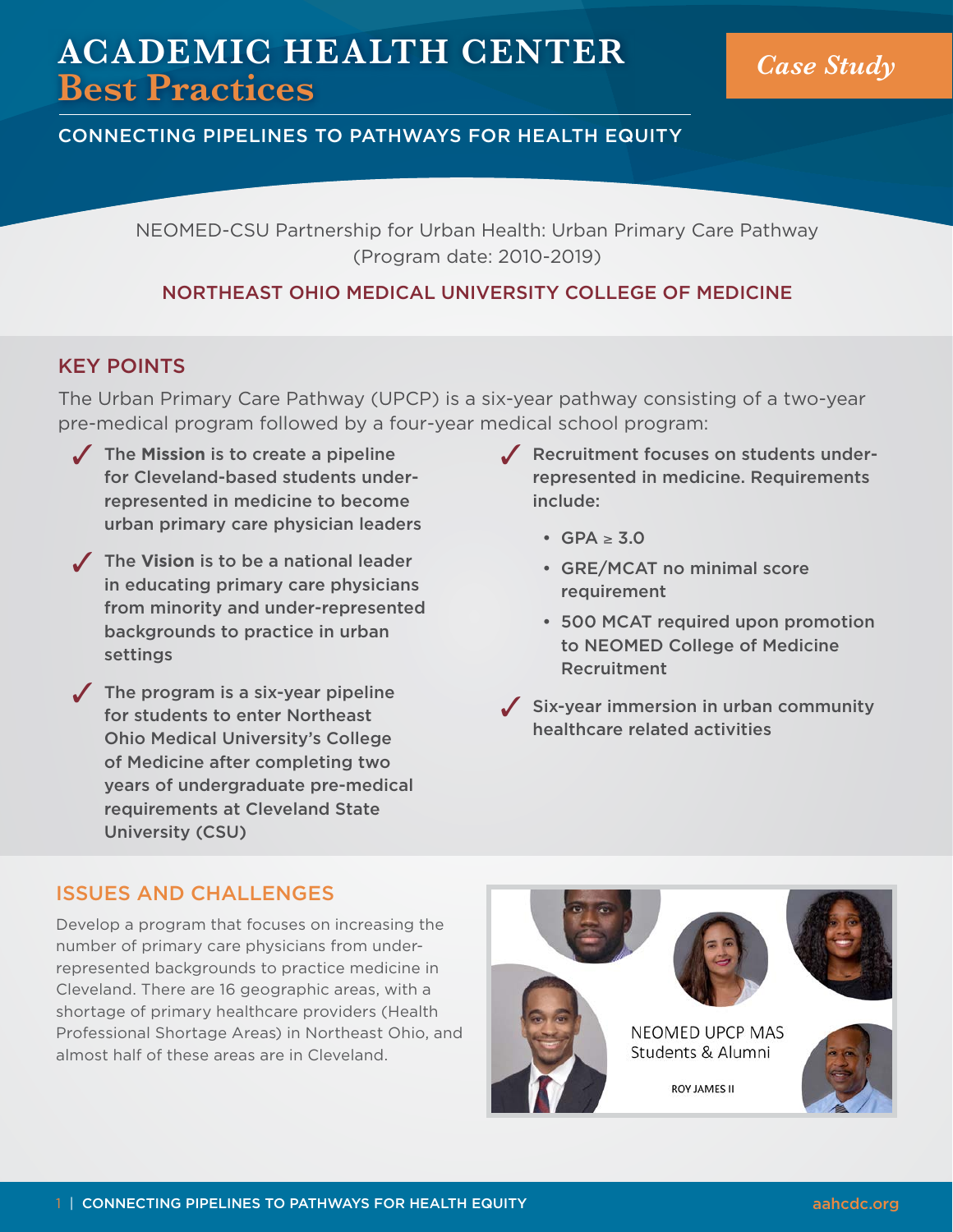# ACADEMIC HEALTH CENTER
# Best Practices

*Case Study*

## CONNECTING PIPELINES TO PATHWAYS FOR HEALTH EQUITY

NEOMED-CSU Partnership for Urban Health: Urban Primary Care Pathway (Program date: 2010-2019)

NORTHEAST OHIO MEDICAL UNIVERSITY COLLEGE OF MEDICINE

## KEY POINTS

The Urban Primary Care Pathway (UPCP) is a six-year pathway consisting of a two-year pre-medical program followed by a four-year medical school program:

- ✓ The **Mission** is to create a pipeline for Cleveland-based students under-represented in medicine to become urban primary care physician leaders
- ✓ The **Vision** is to be a national leader in educating primary care physicians from minority and under-represented backgrounds to practice in urban settings
- ✓ The program is a six-year pipeline for students to enter Northeast Ohio Medical University's College of Medicine after completing two years of undergraduate pre-medical requirements at Cleveland State University (CSU)
- ✓ Recruitment focuses on students under-represented in medicine. Requirements include:
  - GPA ≥ 3.0
  - GRE/MCAT no minimal score requirement
  - 500 MCAT required upon promotion to NEOMED College of Medicine Recruitment
- ✓ Six-year immersion in urban community healthcare related activities

## ISSUES AND CHALLENGES

Develop a program that focuses on increasing the number of primary care physicians from under-represented backgrounds to practice medicine in Cleveland. There are 16 geographic areas, with a shortage of primary healthcare providers (Health Professional Shortage Areas) in Northeast Ohio, and almost half of these areas are in Cleveland.

NEOMED UPCP MAS Students & Alumni

ROY JAMES II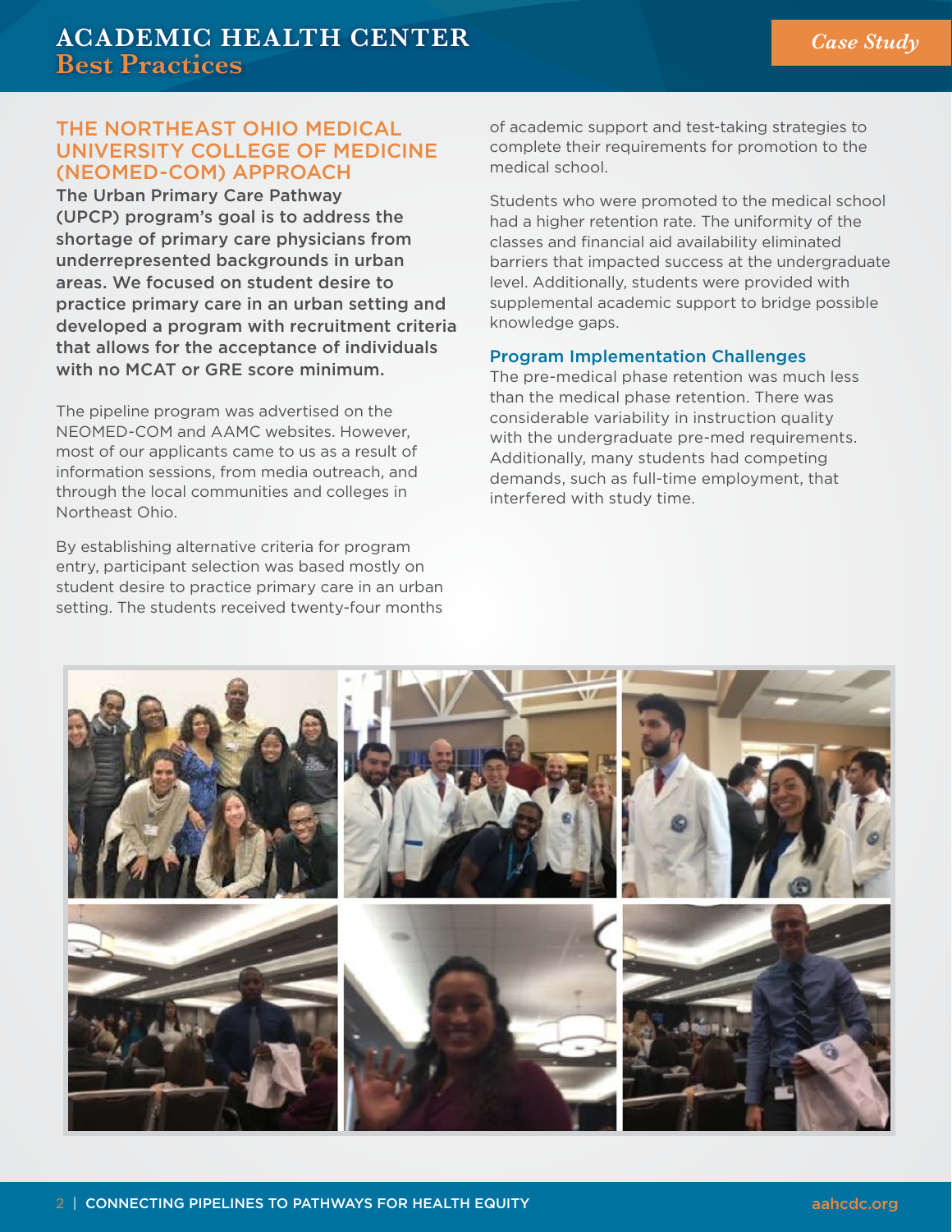## THE NORTHEAST OHIO MEDICAL UNIVERSITY COLLEGE OF MEDICINE (NEOMED-COM) APPROACH

**The Urban Primary Care Pathway (UPCP) program's goal is to address the shortage of primary care physicians from underrepresented backgrounds in urban areas. We focused on student desire to practice primary care in an urban setting and developed a program with recruitment criteria that allows for the acceptance of individuals with no MCAT or GRE score minimum.**

The pipeline program was advertised on the NEOMED-COM and AAMC websites. However, most of our applicants came to us as a result of information sessions, from media outreach, and through the local communities and colleges in Northeast Ohio.

By establishing alternative criteria for program entry, participant selection was based mostly on student desire to practice primary care in an urban setting. The students received twenty-four months of academic support and test-taking strategies to complete their requirements for promotion to the medical school.

Students who were promoted to the medical school had a higher retention rate. The uniformity of the classes and financial aid availability eliminated barriers that impacted success at the undergraduate level. Additionally, students were provided with supplemental academic support to bridge possible knowledge gaps.

### Program Implementation Challenges

The pre-medical phase retention was much less than the medical phase retention. There was considerable variability in instruction quality with the undergraduate pre-med requirements. Additionally, many students had competing demands, such as full-time employment, that interfered with study time.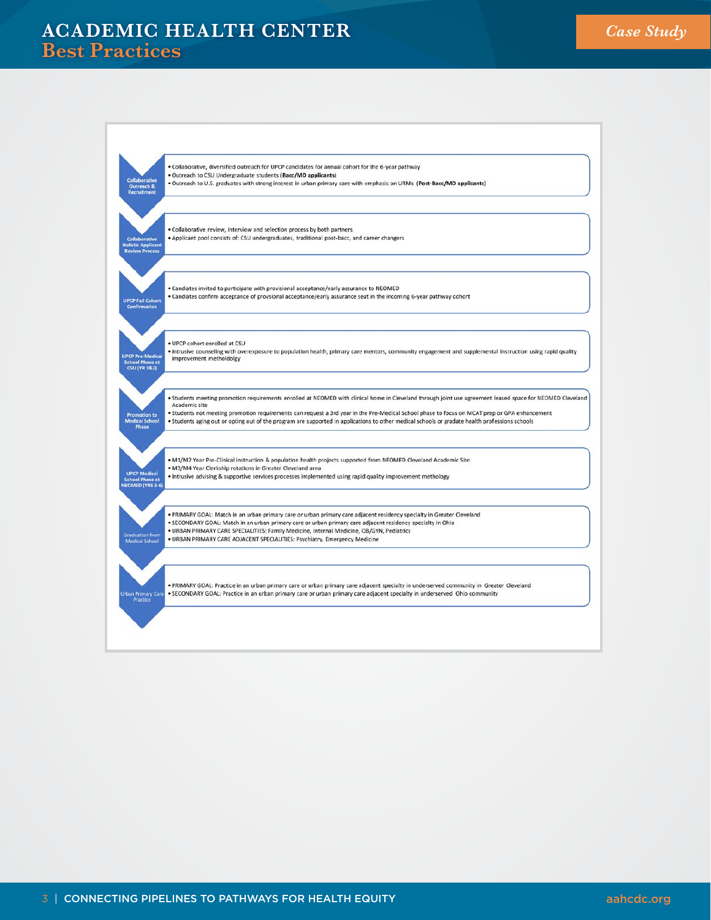| Phase | Details |
|---|---|
| Collaborative Outreach & Recruitment | • Collaborative, diversified outreach for UPCP candidates for annual cohort for the 6-year pathway<br>• Outreach to CSU Undergraduate students (**Bacc/MD applicants**)<br>• Outreach to U.S. graduates with strong interest in urban primary care with emphasis on URMs (**Post-Bacc/MD applicants**) |
| Collaborative Holistic Applicant Review Process | • Collaborative review, interview and selection process by both partners<br>• Applicant pool consists of: CSU undergraduates, traditional post-bacc, and career changers |
| UPCP Fall Cohort Confirmation | • Candiates invited to participate with provisional acceptance/early assurance to NEOMED<br>• Candiates confirm acceptance of provsional acceptance/early assurance seat in the incoming 6-year pathway cohort |
| UPCP Pre-Medical School Phase at CSU (YR 1&2) | • UPCP cohort enrolled at CSU<br>• Intrusive counseling with overexposure to population health, primary care mentors, community engagement and supplemental instruction using rapid quality improvement methodolgy |
| Promotion to Medical School Phase | • Students meeting promotion requirements enrolled at NEOMED with clinical home in Cleveland through joint use agreement leased space for NEOMED Cleveland Academic site<br>• Students not meeting promotion requirements can request a 3rd year in the Pre-Medical School phase to focus on MCAT prep or GPA enhancement<br>• Students aging out or opting out of the program are supported in applications to other medical schools or gradate health professions schools |
| UPCP Medical School Phase at NEOMED (YRS 3-6) | • M1/M2 Year Pre-Clinical instruction & population health projects supported from NEOMED Cleveland Academic Site<br>• M3/M4 Year Clerkship rotations in Greater Cleveland area<br>• Intrusive advising & supportive services processes implemented using rapid quality improvement methology |
| Graduation from Medical School | • PRIMARY GOAL: Match in an urban primary care or urban primary care adjacent residency specialty in Greater Cleveland<br>• SECONDARY GOAL: Match in an urban primary care or urban primary care adjacent residency specialty in Ohio<br>• URBAN PRIMARY CARE SPECIALTIES: Family Medicine, Internal Medicine, OB/GYN, Pediatrics<br>• URBAN PRIMARY CARE ADJACENT SPECIALITIES: Psychiatry, Emergency Medicine |
| Urban Primary Care Practice | • PRIMARY GOAL: Practice in an urban primary care or urban primary care adjacent specialty in underserved community in Greater Cleveland<br>• SECONDARY GOAL: Practice in an urban primary care or urban primary care adjacent specialty in underserved Ohio community |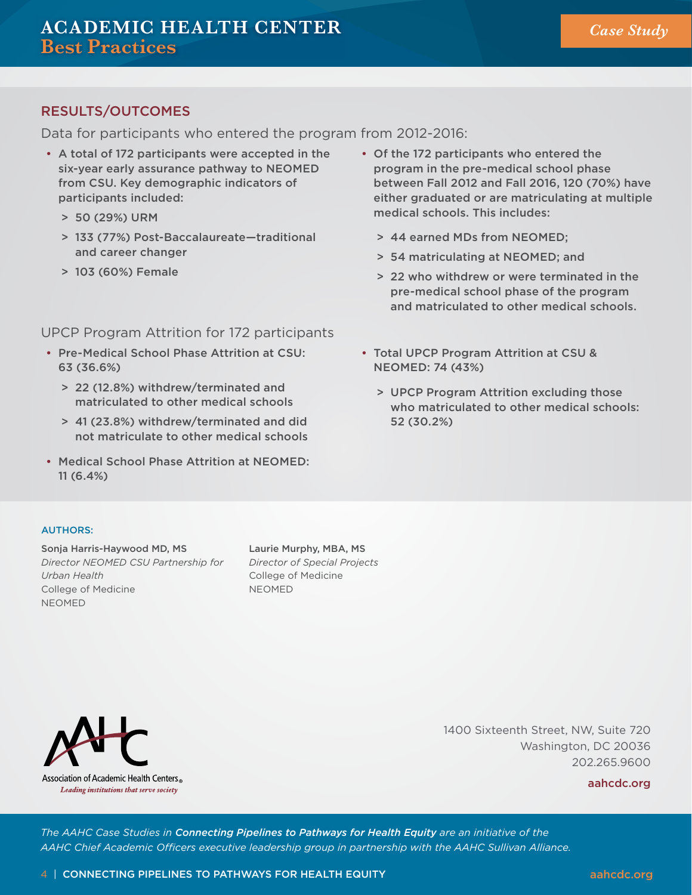## RESULTS/OUTCOMES

Data for participants who entered the program from 2012-2016:

- A total of 172 participants were accepted in the six-year early assurance pathway to NEOMED from CSU. Key demographic indicators of participants included:
  - 50 (29%) URM
  - 133 (77%) Post-Baccalaureate—traditional and career changer
  - 103 (60%) Female
- Of the 172 participants who entered the program in the pre-medical school phase between Fall 2012 and Fall 2016, 120 (70%) have either graduated or are matriculating at multiple medical schools. This includes:
  - 44 earned MDs from NEOMED;
  - 54 matriculating at NEOMED; and
  - 22 who withdrew or were terminated in the pre-medical school phase of the program and matriculated to other medical schools.

UPCP Program Attrition for 172 participants

- Pre-Medical School Phase Attrition at CSU: 63 (36.6%)
  - 22 (12.8%) withdrew/terminated and matriculated to other medical schools
  - 41 (23.8%) withdrew/terminated and did not matriculate to other medical schools
- Medical School Phase Attrition at NEOMED: 11 (6.4%)
- Total UPCP Program Attrition at CSU & NEOMED: 74 (43%)
  - UPCP Program Attrition excluding those who matriculated to other medical schools: 52 (30.2%)

#### AUTHORS:

**Sonja Harris-Haywood MD, MS**
*Director NEOMED CSU Partnership for Urban Health*
College of Medicine
NEOMED

**Laurie Murphy, MBA, MS**
*Director of Special Projects*
College of Medicine
NEOMED

Association of Academic Health Centers®
*Leading institutions that serve society*

1400 Sixteenth Street, NW, Suite 720
Washington, DC 20036
202.265.9600

aahcdc.org

*The AAHC Case Studies in* ***Connecting Pipelines to Pathways for Health Equity*** *are an initiative of the AAHC Chief Academic Officers executive leadership group in partnership with the AAHC Sullivan Alliance.*